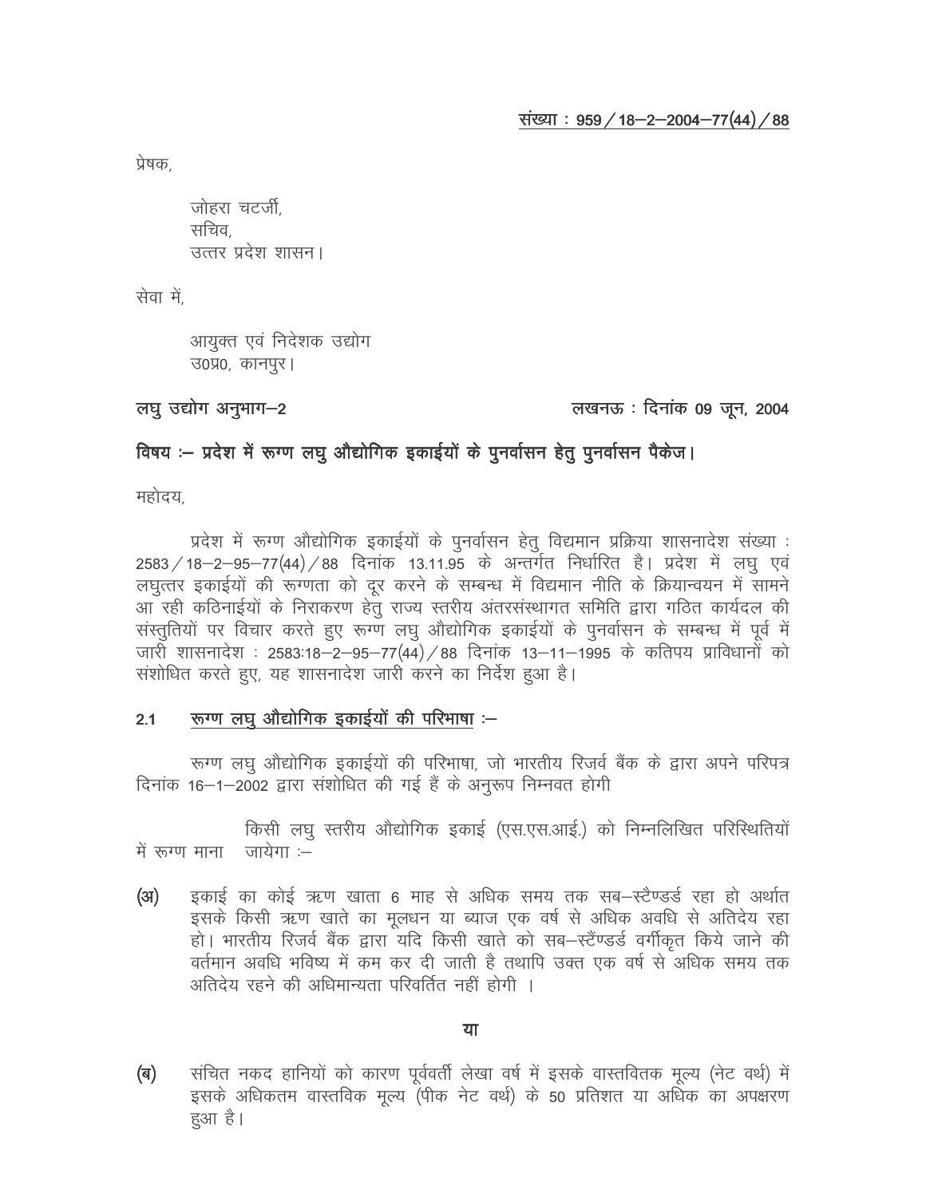संख्या : 959 / 18–2–2004–77(44) / 88

प्रेषक,

जोहरा चटर्जी,
सचिव,
उत्तर प्रदेश शासन।

सेवा में,

आयुक्त एवं निदेशक उद्योग
उ0प्र0, कानपुर।

लघु उद्योग अनुभाग–2 लखनऊ : दिनांक 09 जून, 2004

**विषय :– प्रदेश में रूग्ण लघु औद्योगिक इकाईयों के पुनर्वासन हेतु पुनर्वासन पैकेज।**

महोदय,

प्रदेश में रूग्ण औद्योगिक इकाईयों के पुनर्वासन हेतु विद्यमान प्रक्रिया शासनादेश संख्या : 2583 / 18–2–95–77(44) / 88 दिनांक 13.11.95 के अन्तर्गत निर्धारित है। प्रदेश में लघु एवं लघुत्तर इकाईयों की रूग्णता को दूर करने के सम्बन्ध में विद्यमान नीति के क्रियान्वयन में सामने आ रही कठिनाईयों के निराकरण हेतु राज्य स्तरीय अंतरसंस्थागत समिति द्वारा गठित कार्यदल की संस्तुतियों पर विचार करते हुए रूग्ण लघु औद्योगिक इकाईयों के पुनर्वासन के सम्बन्ध में पूर्व में जारी शासनादेश : 2583:18–2–95–77(44) / 88 दिनांक 13–11–1995 के कतिपय प्राविधानों को संशोधित करते हुए, यह शासनादेश जारी करने का निर्देश हुआ है।

## 2.1 रूग्ण लघु औद्योगिक इकाईयों की परिभाषा :–

रूग्ण लघु औद्योगिक इकाईयों की परिभाषा, जो भारतीय रिजर्व बैंक के द्वारा अपने परिपत्र दिनांक 16–1–2002 द्वारा संशोधित की गई हैं के अनुरूप निम्नवत होगी

किसी लघु स्तरीय औद्योगिक इकाई (एस.एस.आई.) को निम्नलिखित परिस्थितियों में रूग्ण माना जायेगा :–

(अ) इकाई का कोई ऋण खाता 6 माह से अधिक समय तक सब–स्टैण्डर्ड रहा हो अर्थात इसके किसी ऋण खाते का मूलधन या ब्याज एक वर्ष से अधिक अवधि से अतिदेय रहा हो। भारतीय रिजर्व बैंक द्वारा यदि किसी खाते को सब–स्टैंण्डर्ड वर्गीकृत किये जाने की वर्तमान अवधि भविष्य में कम कर दी जाती है तथापि उक्त एक वर्ष से अधिक समय तक अतिदेय रहने की अधिमान्यता परिवर्तित नहीं होगी ।

**या**

(ब) संचित नकद हानियों को कारण पूर्ववर्ती लेखा वर्ष में इसके वास्तवितक मूल्य (नेट वर्थ) में इसके अधिकतम वास्तविक मूल्य (पीक नेट वर्थ) के 50 प्रतिशत या अधिक का अपक्षरण हुआ है।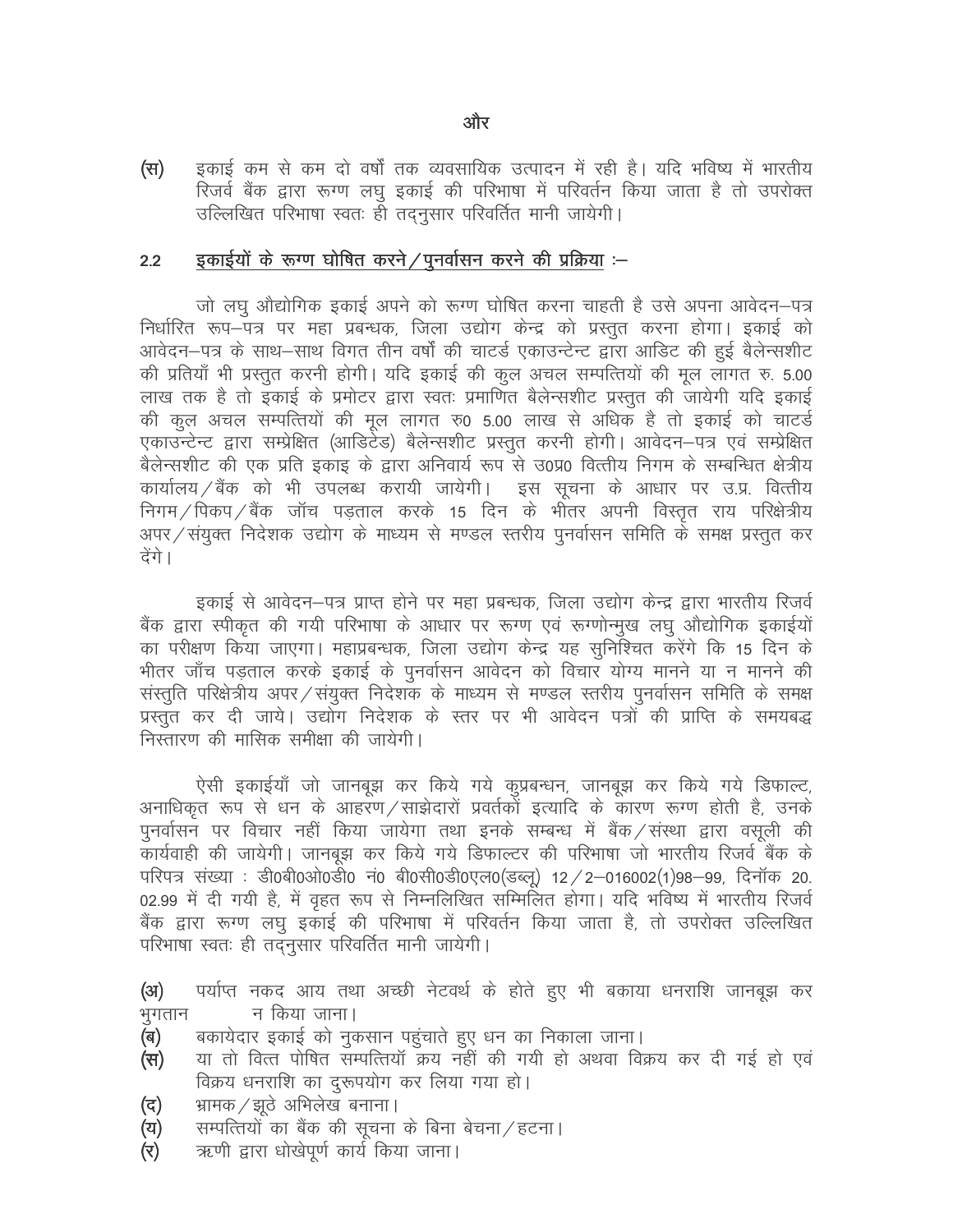और

(स) इकाई कम से कम दो वर्षों तक व्यवसायिक उत्पादन में रही है। यदि भविष्य में भारतीय रिजर्व बैंक द्वारा रूग्ण लघु इकाई की परिभाषा में परिवर्तन किया जाता है तो उपरोक्त उल्लिखित परिभाषा स्वतः ही तद्नुसार परिवर्तित मानी जायेगी।

## 2.2 इकाईयों के रूग्ण घोषित करने/पुनर्वासन करने की प्रक्रिया :–

जो लघु औद्योगिक इकाई अपने को रूग्ण घोषित करना चाहती है उसे अपना आवेदन–पत्र निर्धारित रूप–पत्र पर महा प्रबन्धक, जिला उद्योग केन्द्र को प्रस्तुत करना होगा। इकाई को आवेदन–पत्र के साथ–साथ विगत तीन वर्षों की चाटर्ड एकाउन्टेन्ट द्वारा आडिट की हुई बैलेन्सशीट की प्रतियाँ भी प्रस्तुत करनी होगी। यदि इकाई की कुल अचल सम्पत्तियों की मूल लागत रु. 5.00 लाख तक है तो इकाई के प्रमोटर द्वारा स्वतः प्रमाणित बैलेन्सशीट प्रस्तुत की जायेगी यदि इकाई की कुल अचल सम्पत्तियों की मूल लागत रु0 5.00 लाख से अधिक है तो इकाई को चाटर्ड एकाउन्टेन्ट द्वारा सम्प्रेक्षित (आडिटेड) बैलेन्सशीट प्रस्तुत करनी होगी। आवेदन–पत्र एवं सम्प्रेक्षित बैलेन्सशीट की एक प्रति इकाइ के द्वारा अनिवार्य रूप से उ0प्र0 वित्तीय निगम के सम्बन्धित क्षेत्रीय कार्यालय/बैंक को भी उपलब्ध करायी जायेगी। इस सूचना के आधार पर उ.प्र. वित्तीय निगम/पिकप/बैंक जॉच पड़ताल करके 15 दिन के भीतर अपनी विस्तृत राय परिक्षेत्रीय अपर/संयुक्त निदेशक उद्योग के माध्यम से मण्डल स्तरीय पुनर्वासन समिति के समक्ष प्रस्तुत कर देंगे।

इकाई से आवेदन–पत्र प्राप्त होने पर महा प्रबन्धक, जिला उद्योग केन्द्र द्वारा भारतीय रिजर्व बैंक द्वारा स्पीकृत की गयी परिभाषा के आधार पर रूग्ण एवं रूग्णोन्मुख लघु औद्योगिक इकाईयों का परीक्षण किया जाएगा। महाप्रबन्धक, जिला उद्योग केन्द्र यह सुनिश्चित करेंगे कि 15 दिन के भीतर जाँच पड़ताल करके इकाई के पुनर्वासन आवेदन को विचार योग्य मानने या न मानने की संस्तुति परिक्षेत्रीय अपर/संयुक्त निदेशक के माध्यम से मण्डल स्तरीय पुनर्वासन समिति के समक्ष प्रस्तुत कर दी जाये। उद्योग निदेशक के स्तर पर भी आवेदन पत्रों की प्राप्ति के समयबद्ध निस्तारण की मासिक समीक्षा की जायेगी।

ऐसी इकाईयाँ जो जानबूझ कर किये गये कुप्रबन्धन, जानबूझ कर किये गये डिफाल्ट, अनाधिकृत रूप से धन के आहरण/साझेदारों प्रवर्तकों इत्यादि के कारण रूग्ण होती है, उनके पुनर्वासन पर विचार नहीं किया जायेगा तथा इनके सम्बन्ध में बैंक/संस्था द्वारा वसूली की कार्यवाही की जायेगी। जानबूझ कर किये गये डिफाल्टर की परिभाषा जो भारतीय रिजर्व बैंक के परिपत्र संख्या : डी0बी0ओ0डी0 नं0 बी0सी0डी0एल0(डब्लू) 12/2–016002(1)98–99, दिनॉक 20.02.99 में दी गयी है, में वृहत रूप से निम्नलिखित सम्मिलित होगा। यदि भविष्य में भारतीय रिजर्व बैंक द्वारा रूग्ण लघु इकाई की परिभाषा में परिवर्तन किया जाता है, तो उपरोक्त उल्लिखित परिभाषा स्वतः ही तद्नुसार परिवर्तित मानी जायेगी।

(अ) पर्याप्त नकद आय तथा अच्छी नेटवर्थ के होते हुए भी बकाया धनराशि जानबूझ कर भुगतान न किया जाना।
(ब) बकायेदार इकाई को नुकसान पहुंचाते हुए धन का निकाला जाना।
(स) या तो वित्त पोषित सम्पत्तियॉ क्रय नहीं की गयी हो अथवा विक्रय कर दी गई हो एवं विक्रय धनराशि का दुरूपयोग कर लिया गया हो।
(द) भ्रामक/झूठे अभिलेख बनाना।
(य) सम्पत्तियों का बैंक की सूचना के बिना बेचना/हटना।
(र) ऋणी द्वारा धोखेपूर्ण कार्य किया जाना।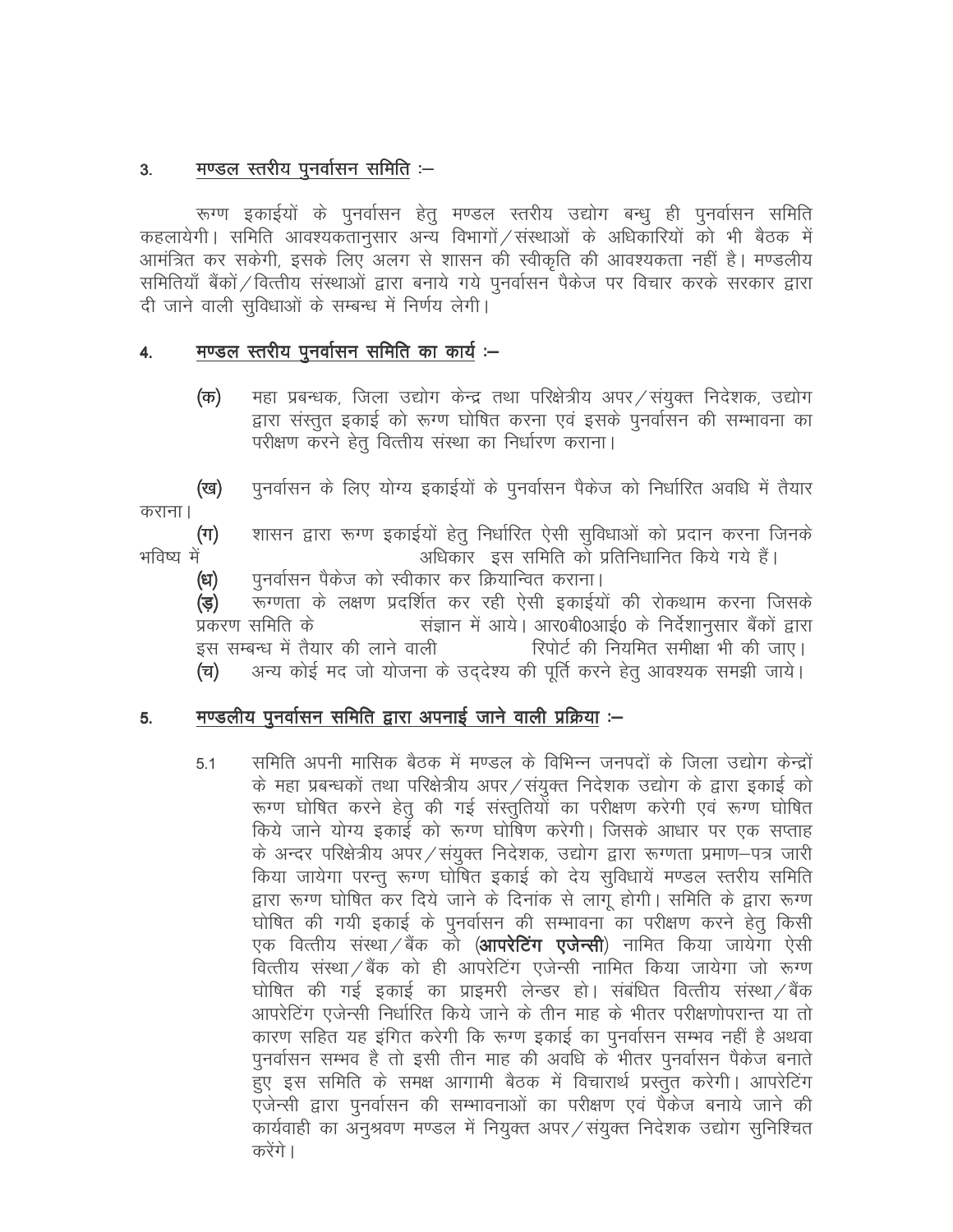## 3. मण्डल स्तरीय पुनर्वासन समिति :–

रूग्ण इकाईयों के पुनर्वासन हेतु मण्डल स्तरीय उद्योग बन्धु ही पुनर्वासन समिति कहलायेगी। समिति आवश्यकतानुसार अन्य विभागों/संस्थाओं के अधिकारियों को भी बैठक में आमंत्रित कर सकेगी, इसके लिए अलग से शासन की स्वीकृति की आवश्यकता नहीं है। मण्डलीय समितियाँ बैंकों/वित्तीय संस्थाओं द्वारा बनाये गये पुनर्वासन पैकेज पर विचार करके सरकार द्वारा दी जाने वाली सुविधाओं के सम्बन्ध में निर्णय लेगी।

## 4. मण्डल स्तरीय पुनर्वासन समिति का कार्य :–

(क) महा प्रबन्धक, जिला उद्योग केन्द्र तथा परिक्षेत्रीय अपर/संयुक्त निदेशक, उद्योग द्वारा संस्तुत इकाई को रूग्ण घोषित करना एवं इसके पुनर्वासन की सम्भावना का परीक्षण करने हेतु वित्तीय संस्था का निर्धारण कराना।

(ख) पुनर्वासन के लिए योग्य इकाईयों के पुनर्वासन पैकेज को निर्धारित अवधि में तैयार कराना।

(ग) शासन द्वारा रूग्ण इकाईयों हेतु निर्धारित ऐसी सुविधाओं को प्रदान करना जिनके भविष्य में अधिकार इस समिति को प्रतिनिधानित किये गये हैं।

(ध) पुनर्वासन पैकेज को स्वीकार कर क्रियान्वित कराना।

(ड़) रूग्णता के लक्षण प्रदर्शित कर रही ऐसी इकाईयों की रोकथाम करना जिसके प्रकरण समिति के संज्ञान में आये। आर0बी0आई0 के निर्देशानुसार बैंकों द्वारा इस सम्बन्ध में तैयार की लाने वाली रिपोर्ट की नियमित समीक्षा भी की जाए।

(च) अन्य कोई मद जो योजना के उद्देश्य की पूर्ति करने हेतु आवश्यक समझी जाये।

## 5. मण्डलीय पुनर्वासन समिति द्वारा अपनाई जाने वाली प्रक्रिया :–

5.1 समिति अपनी मासिक बैठक में मण्डल के विभिन्न जनपदों के जिला उद्योग केन्द्रों के महा प्रबन्धकों तथा परिक्षेत्रीय अपर/संयुक्त निदेशक उद्योग के द्वारा इकाई को रूग्ण घोषित करने हेतु की गई संस्तुतियों का परीक्षण करेगी एवं रूग्ण घोषित किये जाने योग्य इकाई को रूग्ण घोषित करेगी। जिसके आधार पर एक सप्ताह के अन्दर परिक्षेत्रीय अपर/संयुक्त निदेशक, उद्योग द्वारा रूग्णता प्रमाण–पत्र जारी किया जायेगा परन्तु रूग्ण घोषित इकाई को देय सुविधायें मण्डल स्तरीय समिति द्वारा रूग्ण घोषित कर दिये जाने के दिनांक से लागू होगी। समिति के द्वारा रूग्ण घोषित की गयी इकाई के पुनर्वासन की सम्भावना का परीक्षण करने हेतु किसी एक वित्तीय संस्था/बैंक को (**आपरेटिंग एजेन्सी**) नामित किया जायेगा ऐसी वित्तीय संस्था/बैंक को ही आपरेटिंग एजेन्सी नामित किया जायेगा जो रूग्ण घोषित की गई इकाई का प्राइमरी लेन्डर हो। संबंधित वित्तीय संस्था/बैंक आपरेटिंग एजेन्सी निर्धारित किये जाने के तीन माह के भीतर परीक्षणोपरान्त या तो कारण सहित यह इंगित करेगी कि रूग्ण इकाई का पुनर्वासन सम्भव नहीं है अथवा पुनर्वासन सम्भव है तो इसी तीन माह की अवधि के भीतर पुनर्वासन पैकेज बनाते हुए इस समिति के समक्ष आगामी बैठक में विचारार्थ प्रस्तुत करेगी। आपरेटिंग एजेन्सी द्वारा पुनर्वासन की सम्भावनाओं का परीक्षण एवं पैकेज बनाये जाने की कार्यवाही का अनुश्रवण मण्डल में नियुक्त अपर/संयुक्त निदेशक उद्योग सुनिश्चित करेंगे।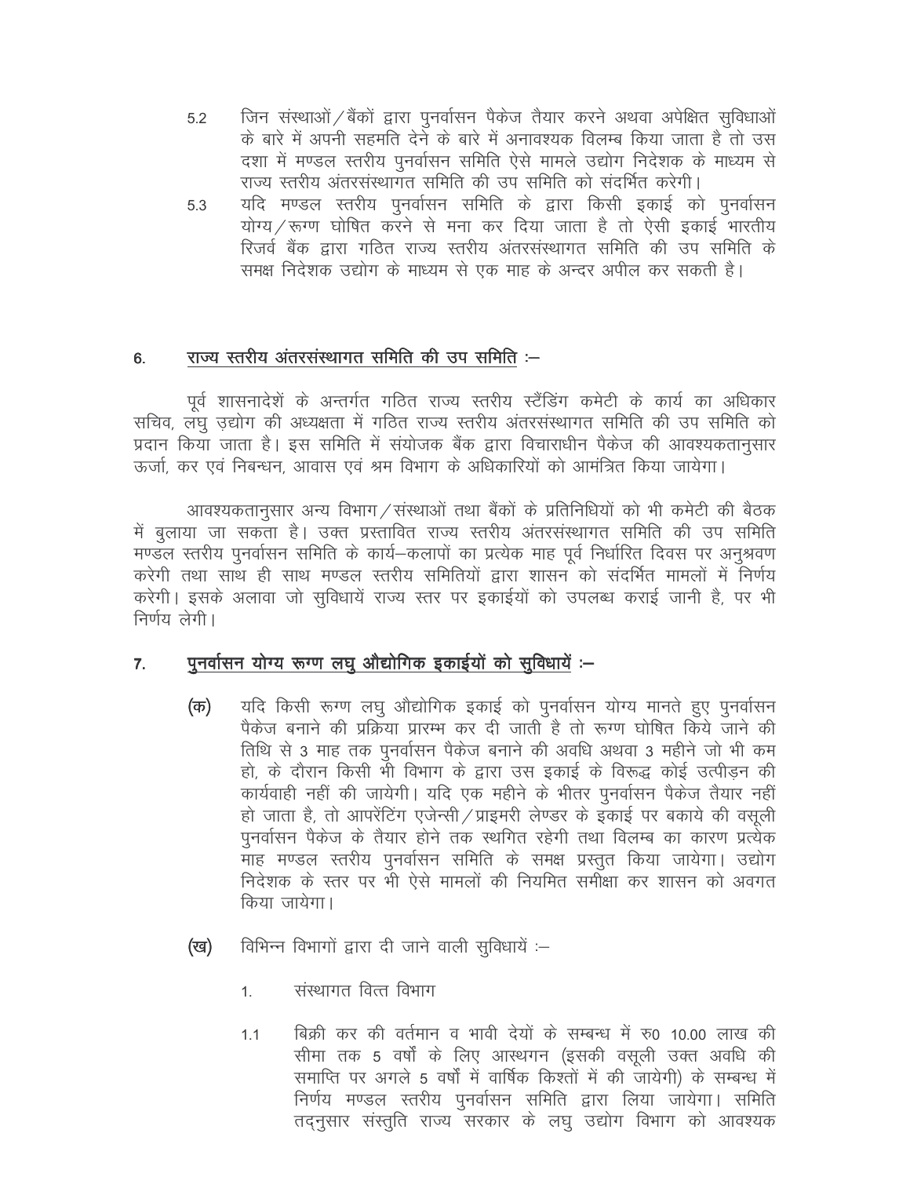5.2 जिन संस्थाओं/बैंकों द्वारा पुनर्वासन पैकेज तैयार करने अथवा अपेक्षित सुविधाओं के बारे में अपनी सहमति देने के बारे में अनावश्यक विलम्ब किया जाता है तो उस दशा में मण्डल स्तरीय पुनर्वासन समिति ऐसे मामले उद्योग निदेशक के माध्यम से राज्य स्तरीय अंतरसंस्थागत समिति की उप समिति को संदर्भित करेगी।

5.3 यदि मण्डल स्तरीय पुनर्वासन समिति के द्वारा किसी इकाई को पुनर्वासन योग्य/रूग्ण घोषित करने से मना कर दिया जाता है तो ऐसी इकाई भारतीय रिजर्व बैंक द्वारा गठित राज्य स्तरीय अंतरसंस्थागत समिति की उप समिति के समक्ष निदेशक उद्योग के माध्यम से एक माह के अन्दर अपील कर सकती है।

## 6. <u>राज्य स्तरीय अंतरसंस्थागत समिति की उप समिति</u> :–

पूर्व शासनादेशें के अन्तर्गत गठित राज्य स्तरीय स्टैंडिंग कमेटी के कार्य का अधिकार सचिव, लघु उद्योग की अध्यक्षता में गठित राज्य स्तरीय अंतरसंस्थागत समिति की उप समिति को प्रदान किया जाता है। इस समिति में संयोजक बैंक द्वारा विचाराधीन पैकेज की आवश्यकतानुसार ऊर्जा, कर एवं निबन्धन, आवास एवं श्रम विभाग के अधिकारियों को आमंत्रित किया जायेगा।

आवश्यकतानुसार अन्य विभाग/संस्थाओं तथा बैंकों के प्रतिनिधियों को भी कमेटी की बैठक में बुलाया जा सकता है। उक्त प्रस्तावित राज्य स्तरीय अंतरसंस्थागत समिति की उप समिति मण्डल स्तरीय पुनर्वासन समिति के कार्य–कलापों का प्रत्येक माह पूर्व निर्धारित दिवस पर अनुश्रवण करेगी तथा साथ ही साथ मण्डल स्तरीय समितियों द्वारा शासन को संदर्भित मामलों में निर्णय करेगी। इसके अलावा जो सुविधायें राज्य स्तर पर इकाईयों को उपलब्ध कराई जानी है, पर भी निर्णय लेगी।

## 7. <u>पुनर्वासन योग्य रूग्ण लघु औद्योगिक इकाईयों को सुविधायें</u> :–

(क) यदि किसी रूग्ण लघु औद्योगिक इकाई को पुनर्वासन योग्य मानते हुए पुनर्वासन पैकेज बनाने की प्रक्रिया प्रारम्भ कर दी जाती है तो रूग्ण घोषित किये जाने की तिथि से 3 माह तक पुनर्वासन पैकेज बनाने की अवधि अथवा 3 महीने जो भी कम हो, के दौरान किसी भी विभाग के द्वारा उस इकाई के विरूद्ध कोई उत्पीड़न की कार्यवाही नहीं की जायेगी। यदि एक महीने के भीतर पुनर्वासन पैकेज तैयार नहीं हो जाता है, तो आपरेटिंग एजेन्सी/प्राइमरी लेण्डर के इकाई पर बकाये की वसूली पुनर्वासन पैकेज के तैयार होने तक स्थगित रहेगी तथा विलम्ब का कारण प्रत्येक माह मण्डल स्तरीय पुनर्वासन समिति के समक्ष प्रस्तुत किया जायेगा। उद्योग निदेशक के स्तर पर भी ऐसे मामलों की नियमित समीक्षा कर शासन को अवगत किया जायेगा।

(ख) विभिन्न विभागों द्वारा दी जाने वाली सुविधायें :–

1. संस्थागत वित्त विभाग

1.1 बिक्री कर की वर्तमान व भावी देयों के सम्बन्ध में रु0 10.00 लाख की सीमा तक 5 वर्षों के लिए आस्थगन (इसकी वसूली उक्त अवधि की समाप्ति पर अगले 5 वर्षों में वार्षिक किश्तों में की जायेगी) के सम्बन्ध में निर्णय मण्डल स्तरीय पुनर्वासन समिति द्वारा लिया जायेगा। समिति तद्नुसार संस्तुति राज्य सरकार के लघु उद्योग विभाग को आवश्यक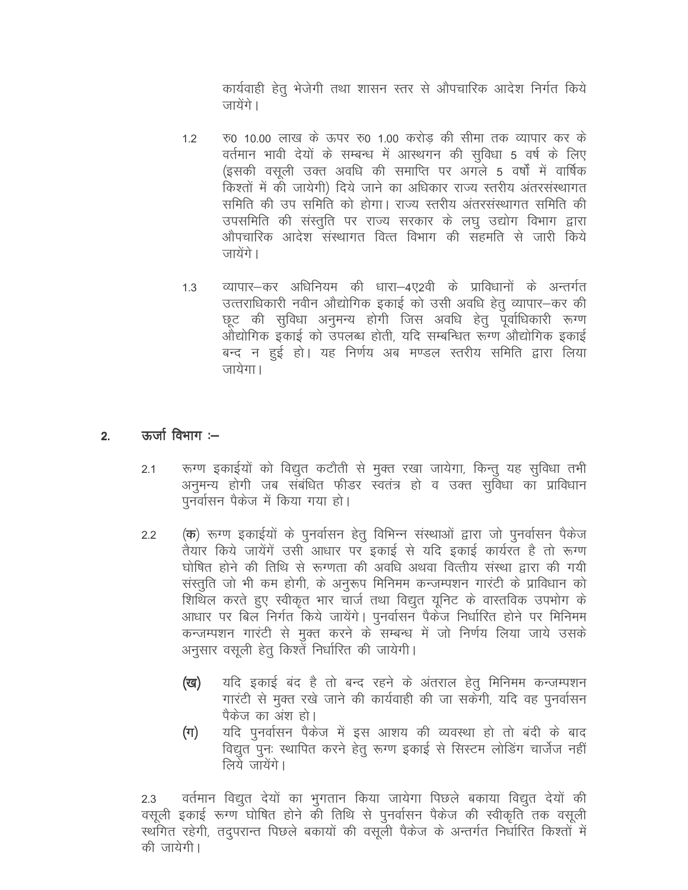कार्यवाही हेतु भेजेगी तथा शासन स्तर से औपचारिक आदेश निर्गत किये जायेंगे।

1.2 रु0 10.00 लाख के ऊपर रु0 1.00 करोड़ की सीमा तक व्यापार कर के वर्तमान भावी देयों के सम्बन्ध में आस्थगन की सुविधा 5 वर्ष के लिए (इसकी वसूली उक्त अवधि की समाप्ति पर अगले 5 वर्षों में वार्षिक किश्तों में की जायेगी) दिये जाने का अधिकार राज्य स्तरीय अंतरसंस्थागत समिति की उप समिति को होगा। राज्य स्तरीय अंतरसंस्थागत समिति की उपसमिति की संस्तुति पर राज्य सरकार के लघु उद्योग विभाग द्वारा औपचारिक आदेश संस्थागत वित्त विभाग की सहमति से जारी किये जायेंगे।

1.3 व्यापार–कर अधिनियम की धारा–4ए2वी के प्राविधानों के अन्तर्गत उत्तराधिकारी नवीन औद्योगिक इकाई को उसी अवधि हेतु व्यापार–कर की छूट की सुविधा अनुमन्य होगी जिस अवधि हेतु पूर्वाधिकारी रूग्ण औद्योगिक इकाई को उपलब्ध होती, यदि सम्बन्धित रूग्ण औद्योगिक इकाई बन्द न हुई हो। यह निर्णय अब मण्डल स्तरीय समिति द्वारा लिया जायेगा।

## 2. ऊर्जा विभाग :–

2.1 रूग्ण इकाईयों को विद्युत कटौती से मुक्त रखा जायेगा, किन्तु यह सुविधा तभी अनुमन्य होगी जब संबंधित फीडर स्वतंत्र हो व उक्त सुविधा का प्राविधान पुनर्वासन पैकेज में किया गया हो।

2.2 **(क)** रूग्ण इकाईयों के पुनर्वासन हेतु विभिन्न संस्थाओं द्वारा जो पुनर्वासन पैकेज तैयार किये जायेंगें उसी आधार पर इकाई से यदि इकाई कार्यरत है तो रूग्ण घोषित होने की तिथि से रूग्णता की अवधि अथवा वित्तीय संस्था द्वारा की गयी संस्तुति जो भी कम होगी, के अनुरूप मिनिमम कन्जम्पशन गारंटी के प्राविधान को शिथिल करते हुए स्वीकृत भार चार्ज तथा विद्युत यूनिट के वास्तविक उपभोग के आधार पर बिल निर्गत किये जायेंगे। पुनर्वासन पैकेज निर्धारित होने पर मिनिमम कन्जम्पशन गारंटी से मुक्त करने के सम्बन्ध में जो निर्णय लिया जाये उसके अनुसार वसूली हेतु किश्तें निर्धारित की जायेगी।

**(ख)** यदि इकाई बंद है तो बन्द रहने के अंतराल हेतु मिनिमम कन्जम्पशन गारंटी से मुक्त रखे जाने की कार्यवाही की जा सकेगी, यदि वह पुनर्वासन पैकेज का अंश हो।

**(ग)** यदि पुनर्वासन पैकेज में इस आशय की व्यवस्था हो तो बंदी के बाद विद्युत पुनः स्थापित करने हेतु रूग्ण इकाई से सिस्टम लोडिंग चार्जेज नहीं लिये जायेंगे।

2.3 वर्तमान विद्युत देयों का भुगतान किया जायेगा पिछले बकाया विद्युत देयों की वसूली इकाई रूग्ण घोषित होने की तिथि से पुनर्वासन पैकेज की स्वीकृति तक वसूली स्थगित रहेगी, तदुपरान्त पिछले बकायों की वसूली पैकेज के अन्तर्गत निर्धारित किश्तों में की जायेगी।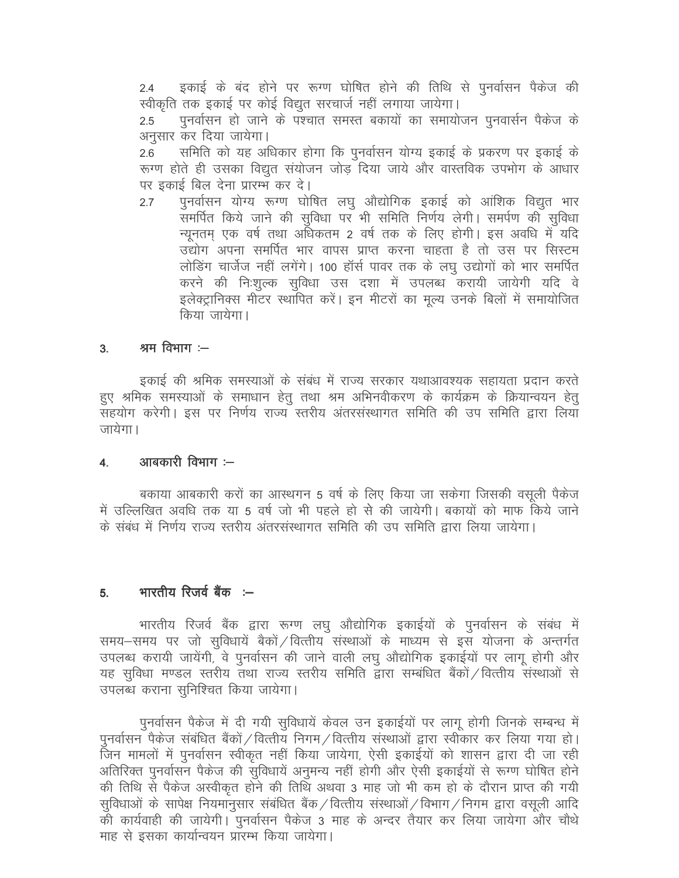2.4 इकाई के बंद होने पर रूग्ण घोषित होने की तिथि से पुनर्वासन पैकेज की स्वीकृति तक इकाई पर कोई विद्युत सरचार्ज नहीं लगाया जायेगा।

2.5 पुनर्वासन हो जाने के पश्चात समस्त बकायों का समायोजन पुनवार्सन पैकेज के अनुसार कर दिया जायेगा।

2.6 समिति को यह अधिकार होगा कि पुनर्वासन योग्य इकाई के प्रकरण पर इकाई के रूग्ण होते ही उसका विद्युत संयोजन जोड़ दिया जाये और वास्तविक उपभोग के आधार पर इकाई बिल देना प्रारम्भ कर दे।

2.7 पुनर्वासन योग्य रूग्ण घोषित लघु औद्योगिक इकाई को आंशिक विद्युत भार समर्पित किये जाने की सुविधा पर भी समिति निर्णय लेगी। समर्पण की सुविधा न्यूनतम् एक वर्ष तथा अधिकतम 2 वर्ष तक के लिए होगी। इस अवधि में यदि उद्योग अपना समर्पित भार वापस प्राप्त करना चाहता है तो उस पर सिस्टम लोडिंग चार्जेज नहीं लगेंगे। 100 हॉर्स पावर तक के लघु उद्योगों को भार समर्पित करने की निःशुल्क सुविधा उस दशा में उपलब्ध करायी जायेगी यदि वे इलेक्ट्रानिक्स मीटर स्थापित करें। इन मीटरों का मूल्य उनके बिलों में समायोजित किया जायेगा।

## 3. श्रम विभाग :—

इकाई की श्रमिक समस्याओं के संबंध में राज्य सरकार यथाआवश्यक सहायता प्रदान करते हुए श्रमिक समस्याओं के समाधान हेतु तथा श्रम अभिनवीकरण के कार्यक्रम के क्रियान्वयन हेतु सहयोग करेगी। इस पर निर्णय राज्य स्तरीय अंतरसंस्थागत समिति की उप समिति द्वारा लिया जायेगा।

## 4. आबकारी विभाग :—

बकाया आबकारी करों का आस्थगन 5 वर्ष के लिए किया जा सकेगा जिसकी वसूली पैकेज में उल्लिखित अवधि तक या 5 वर्ष जो भी पहले हो से की जायेगी। बकायों को माफ किये जाने के संबंध में निर्णय राज्य स्तरीय अंतरसंस्थागत समिति की उप समिति द्वारा लिया जायेगा।

## 5. भारतीय रिजर्व बैंक :—

भारतीय रिजर्व बैंक द्वारा रूग्ण लघु औद्योगिक इकाईयों के पुनर्वासन के संबंध में समय–समय पर जो सुविधायें बैकों/वित्तीय संस्थाओं के माध्यम से इस योजना के अन्तर्गत उपलब्ध करायी जायेंगी, वे पुनर्वासन की जाने वाली लघु औद्योगिक इकाईयों पर लागू होगी और यह सुविधा मण्डल स्तरीय तथा राज्य स्तरीय समिति द्वारा सम्बंधित बैंकों/वित्तीय संस्थाओं से उपलब्ध कराना सुनिश्चित किया जायेगा।

पुनर्वासन पैकेज में दी गयी सुविधायें केवल उन इकाईयों पर लागू होगी जिनके सम्बन्ध में पुनर्वासन पैकेज संबंधित बैंकों/वित्तीय निगम/वित्तीय संस्थाओं द्वारा स्वीकार कर लिया गया हो। जिन मामलों में पुनर्वासन स्वीकृत नहीं किया जायेगा, ऐसी इकाईयों को शासन द्वारा दी जा रही अतिरिक्त पुनर्वासन पैकेज की सुविधायें अनुमन्य नहीं होगी और ऐसी इकाईयों से रूग्ण घोषित होने की तिथि से पैकेज अस्वीकृत होने की तिथि अथवा 3 माह जो भी कम हो के दौरान प्राप्त की गयी सुविधाओं के सापेक्ष नियमानुसार संबंधित बैंक/वित्तीय संस्थाओं/विभाग/निगम द्वारा वसूली आदि की कार्यवाही की जायेगी। पुनर्वासन पैकेज 3 माह के अन्दर तैयार कर लिया जायेगा और चौथे माह से इसका कार्यान्वयन प्रारम्भ किया जायेगा।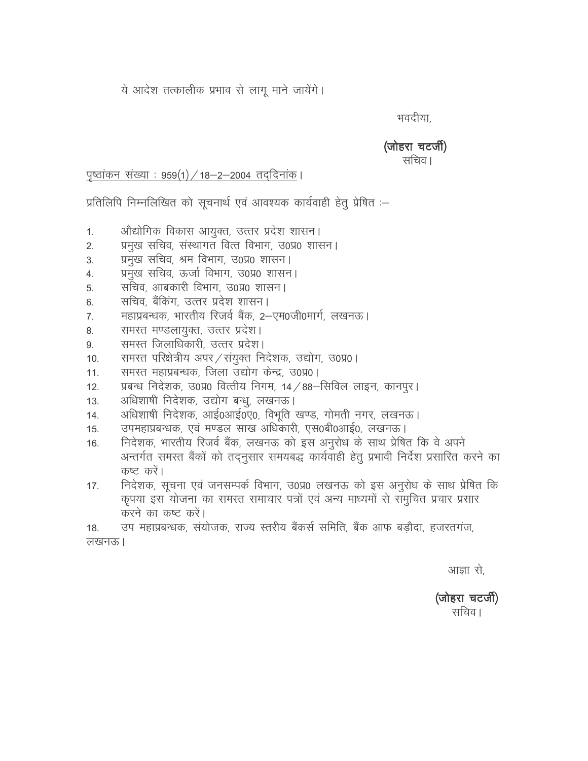ये आदेश तत्कालीक प्रभाव से लागू माने जायेंगे।

भवदीया,

**(जोहरा चटर्जी)**
सचिव।

पृष्ठांकन संख्या : 959(1)/18–2–2004 तद्दिनांक।

प्रतिलिपि निम्नलिखित को सूचनार्थ एवं आवश्यक कार्यवाही हेतु प्रेषित :–

1. औद्योगिक विकास आयुक्त, उत्तर प्रदेश शासन।
2. प्रमुख सचिव, संस्थागत वित्त विभाग, उ0प्र0 शासन।
3. प्रमुख सचिव, श्रम विभाग, उ0प्र0 शासन।
4. प्रमुख सचिव, ऊर्जा विभाग, उ0प्र0 शासन।
5. सचिव, आबकारी विभाग, उ0प्र0 शासन।
6. सचिव, बैंकिंग, उत्तर प्रदेश शासन।
7. महाप्रबन्धक, भारतीय रिजर्व बैंक, 2–एम0जी0मार्ग, लखनऊ।
8. समस्त मण्डलायुक्त, उत्तर प्रदेश।
9. समस्त जिलाधिकारी, उत्तर प्रदेश।
10. समस्त परिक्षेत्रीय अपर/संयुक्त निदेशक, उद्योग, उ0प्र0।
11. समस्त महाप्रबन्धक, जिला उद्योग केन्द्र, उ0प्र0।
12. प्रबन्ध निदेशक, उ0प्र0 वित्तीय निगम, 14/88–सिविल लाइन, कानपुर।
13. अधिशाषी निदेशक, उद्योग बन्धु, लखनऊ।
14. अधिशाषी निदेशक, आई0आई0ए0, विभूति खण्ड, गोमती नगर, लखनऊ।
15. उपमहाप्रबन्धक, एवं मण्डल साख अधिकारी, एस0बी0आई0, लखनऊ।
16. निदेशक, भारतीय रिजर्व बैंक, लखनऊ को इस अनुरोध के साथ प्रेषित कि वे अपने अन्तर्गत समस्त बैंकों को तद्नुसार समयबद्ध कार्यवाही हेतु प्रभावी निर्देश प्रसारित करने का कष्ट करें।
17. निदेशक, सूचना एवं जनसम्पर्क विभाग, उ0प्र0 लखनऊ को इस अनुरोध के साथ प्रेषित कि कृपया इस योजना का समस्त समाचार पत्रों एवं अन्य माध्यमों से समुचित प्रचार प्रसार करने का कष्ट करें।
18. उप महाप्रबन्धक, संयोजक, राज्य स्तरीय बैंकर्स समिति, बैंक आफ बड़ौदा, हजरतगंज, लखनऊ।

आज्ञा से,

**(जोहरा चटर्जी)**
सचिव।